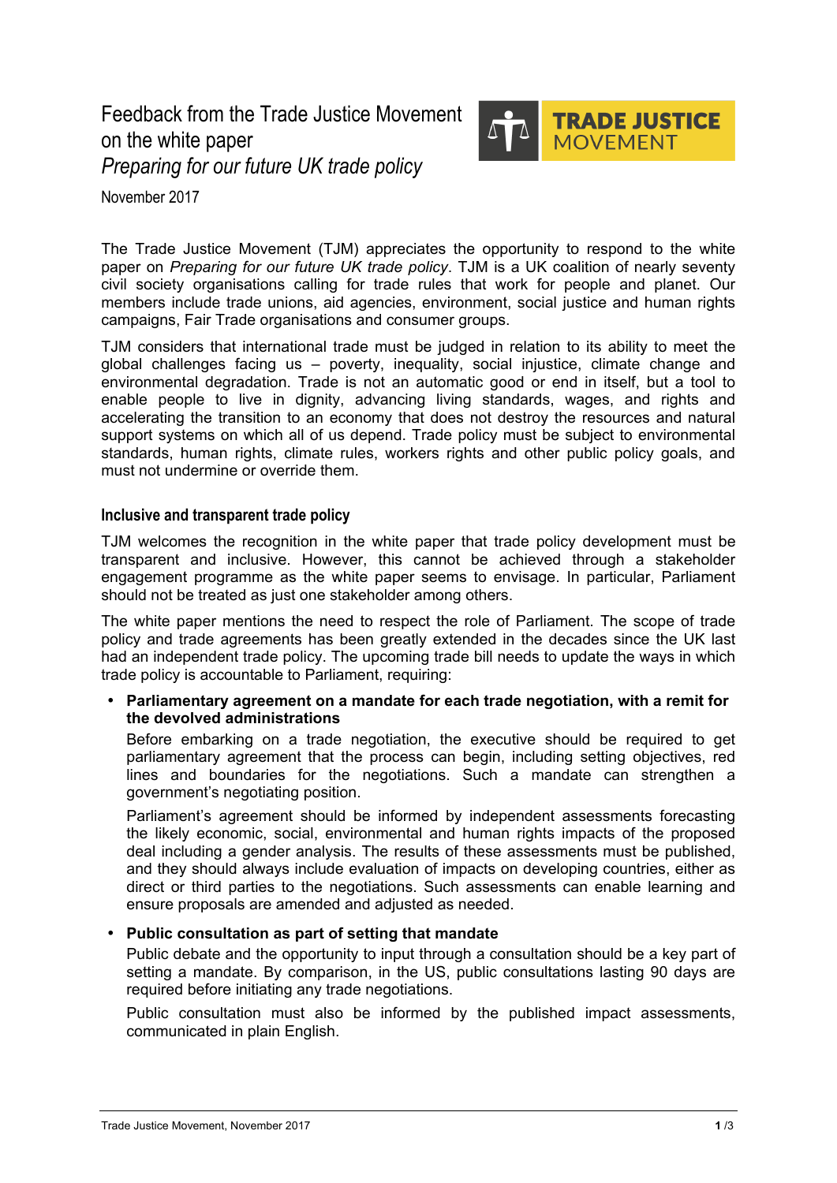# Feedback from the Trade Justice Movement on the white paper *Preparing for our future UK trade policy*

November 2017

The Trade Justice Movement (TJM) appreciates the opportunity to respond to the white paper on *Preparing for our future UK trade policy*. TJM is a UK coalition of nearly seventy civil society organisations calling for trade rules that work for people and planet. Our members include trade unions, aid agencies, environment, social justice and human rights campaigns, Fair Trade organisations and consumer groups.

TJM considers that international trade must be judged in relation to its ability to meet the global challenges facing us – poverty, inequality, social injustice, climate change and environmental degradation. Trade is not an automatic good or end in itself, but a tool to enable people to live in dignity, advancing living standards, wages, and rights and accelerating the transition to an economy that does not destroy the resources and natural support systems on which all of us depend. Trade policy must be subject to environmental standards, human rights, climate rules, workers rights and other public policy goals, and must not undermine or override them.

## Inclusive and transparent trade policy

TJM welcomes the recognition in the white paper that trade policy development must be transparent and inclusive. However, this cannot be achieved through a stakeholder engagement programme as the white paper seems to envisage. In particular, Parliament should not be treated as just one stakeholder among others.

The white paper mentions the need to respect the role of Parliament. The scope of trade policy and trade agreements has been greatly extended in the decades since the UK last had an independent trade policy. The upcoming trade bill needs to update the ways in which trade policy is accountable to Parliament, requiring:

- **Parliamentary agreement on a mandate for each trade negotiation, with a remit for the devolved administrations**

  Before embarking on a trade negotiation, the executive should be required to get parliamentary agreement that the process can begin, including setting objectives, red lines and boundaries for the negotiations. Such a mandate can strengthen a government's negotiating position.

  Parliament's agreement should be informed by independent assessments forecasting the likely economic, social, environmental and human rights impacts of the proposed deal including a gender analysis. The results of these assessments must be published, and they should always include evaluation of impacts on developing countries, either as direct or third parties to the negotiations. Such assessments can enable learning and ensure proposals are amended and adjusted as needed.

- **Public consultation as part of setting that mandate**

  Public debate and the opportunity to input through a consultation should be a key part of setting a mandate. By comparison, in the US, public consultations lasting 90 days are required before initiating any trade negotiations.

  Public consultation must also be informed by the published impact assessments, communicated in plain English.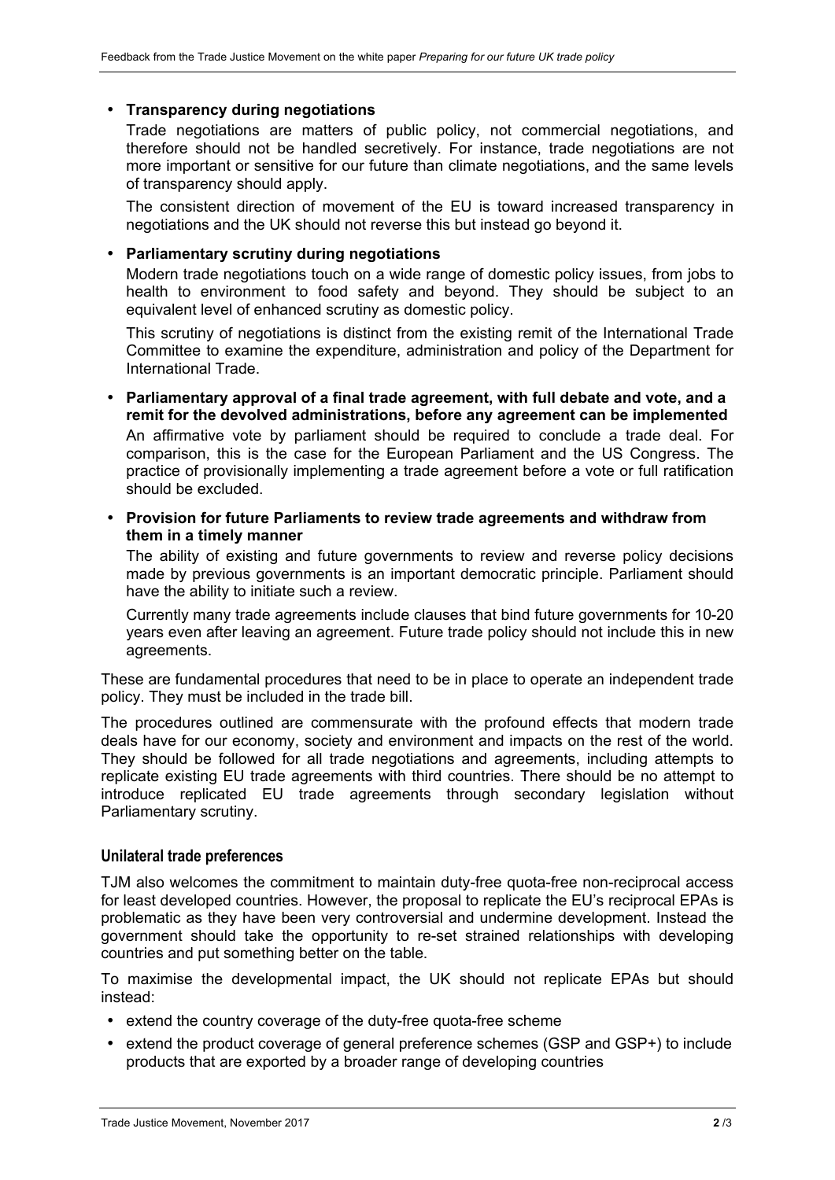- **Transparency during negotiations**

  Trade negotiations are matters of public policy, not commercial negotiations, and therefore should not be handled secretively. For instance, trade negotiations are not more important or sensitive for our future than climate negotiations, and the same levels of transparency should apply.

  The consistent direction of movement of the EU is toward increased transparency in negotiations and the UK should not reverse this but instead go beyond it.

- **Parliamentary scrutiny during negotiations**

  Modern trade negotiations touch on a wide range of domestic policy issues, from jobs to health to environment to food safety and beyond. They should be subject to an equivalent level of enhanced scrutiny as domestic policy.

  This scrutiny of negotiations is distinct from the existing remit of the International Trade Committee to examine the expenditure, administration and policy of the Department for International Trade.

- **Parliamentary approval of a final trade agreement, with full debate and vote, and a remit for the devolved administrations, before any agreement can be implemented**

  An affirmative vote by parliament should be required to conclude a trade deal. For comparison, this is the case for the European Parliament and the US Congress. The practice of provisionally implementing a trade agreement before a vote or full ratification should be excluded.

- **Provision for future Parliaments to review trade agreements and withdraw from them in a timely manner**

  The ability of existing and future governments to review and reverse policy decisions made by previous governments is an important democratic principle. Parliament should have the ability to initiate such a review.

  Currently many trade agreements include clauses that bind future governments for 10-20 years even after leaving an agreement. Future trade policy should not include this in new agreements.

These are fundamental procedures that need to be in place to operate an independent trade policy. They must be included in the trade bill.

The procedures outlined are commensurate with the profound effects that modern trade deals have for our economy, society and environment and impacts on the rest of the world. They should be followed for all trade negotiations and agreements, including attempts to replicate existing EU trade agreements with third countries. There should be no attempt to introduce replicated EU trade agreements through secondary legislation without Parliamentary scrutiny.

### Unilateral trade preferences

TJM also welcomes the commitment to maintain duty-free quota-free non-reciprocal access for least developed countries. However, the proposal to replicate the EU's reciprocal EPAs is problematic as they have been very controversial and undermine development. Instead the government should take the opportunity to re-set strained relationships with developing countries and put something better on the table.

To maximise the developmental impact, the UK should not replicate EPAs but should instead:

- extend the country coverage of the duty-free quota-free scheme
- extend the product coverage of general preference schemes (GSP and GSP+) to include products that are exported by a broader range of developing countries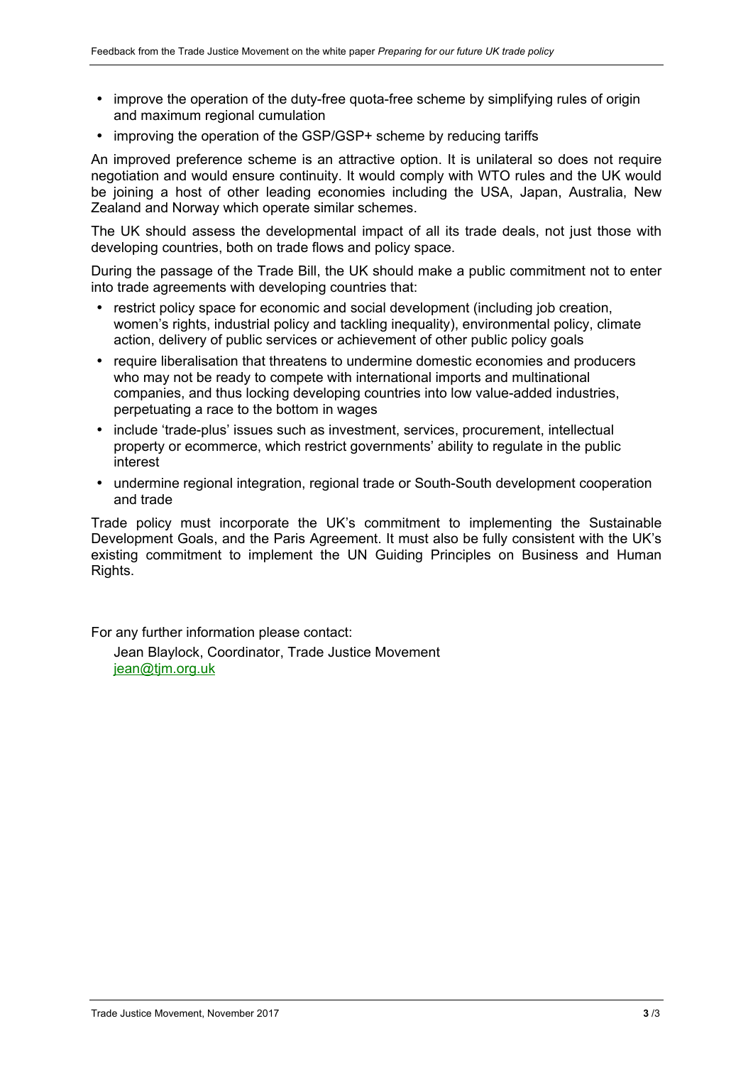- improve the operation of the duty-free quota-free scheme by simplifying rules of origin and maximum regional cumulation
- improving the operation of the GSP/GSP+ scheme by reducing tariffs

An improved preference scheme is an attractive option. It is unilateral so does not require negotiation and would ensure continuity. It would comply with WTO rules and the UK would be joining a host of other leading economies including the USA, Japan, Australia, New Zealand and Norway which operate similar schemes.

The UK should assess the developmental impact of all its trade deals, not just those with developing countries, both on trade flows and policy space.

During the passage of the Trade Bill, the UK should make a public commitment not to enter into trade agreements with developing countries that:

- restrict policy space for economic and social development (including job creation, women's rights, industrial policy and tackling inequality), environmental policy, climate action, delivery of public services or achievement of other public policy goals
- require liberalisation that threatens to undermine domestic economies and producers who may not be ready to compete with international imports and multinational companies, and thus locking developing countries into low value-added industries, perpetuating a race to the bottom in wages
- include 'trade-plus' issues such as investment, services, procurement, intellectual property or ecommerce, which restrict governments' ability to regulate in the public interest
- undermine regional integration, regional trade or South-South development cooperation and trade

Trade policy must incorporate the UK's commitment to implementing the Sustainable Development Goals, and the Paris Agreement. It must also be fully consistent with the UK's existing commitment to implement the UN Guiding Principles on Business and Human Rights.

For any further information please contact:

Jean Blaylock, Coordinator, Trade Justice Movement
jean@tjm.org.uk